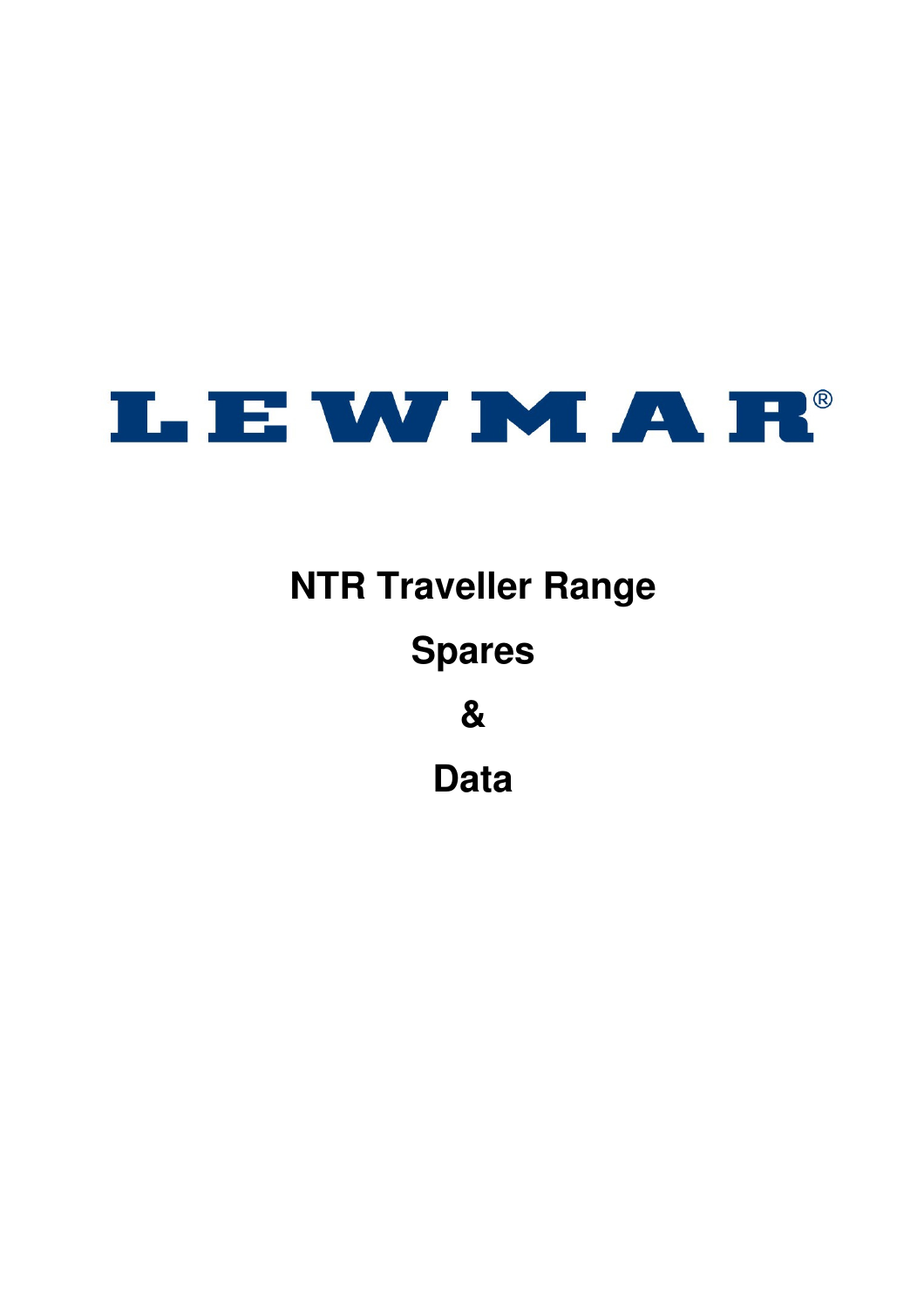# LEWMAR®

## NTR Traveller Range

## Spares

## &

## Data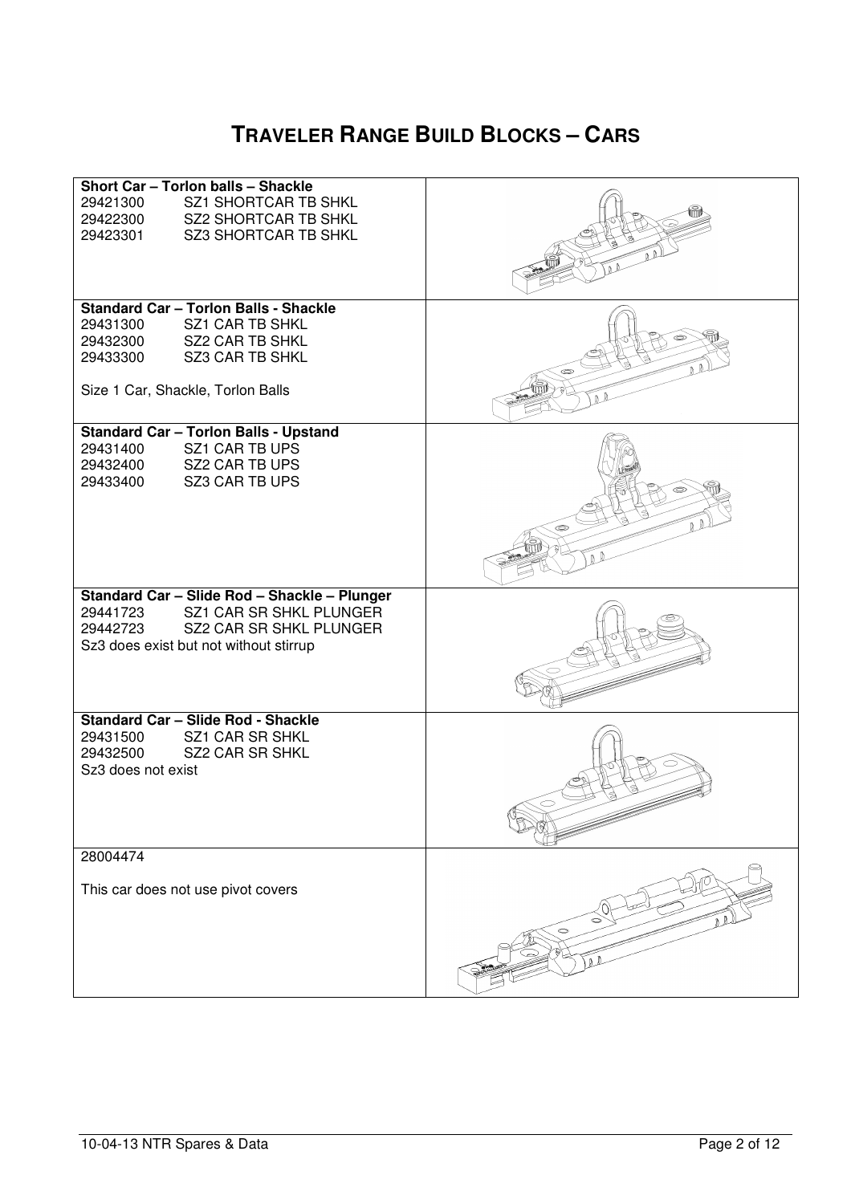# TRAVELER RANGE BUILD BLOCKS – CARS

| | |
|---|---|
| **Short Car – Torlon balls – Shackle**<br>29421300 SZ1 SHORTCAR TB SHKL<br>29422300 SZ2 SHORTCAR TB SHKL<br>29423301 SZ3 SHORTCAR TB SHKL | |
| **Standard Car – Torlon Balls - Shackle**<br>29431300 SZ1 CAR TB SHKL<br>29432300 SZ2 CAR TB SHKL<br>29433300 SZ3 CAR TB SHKL<br><br>Size 1 Car, Shackle, Torlon Balls | |
| **Standard Car – Torlon Balls - Upstand**<br>29431400 SZ1 CAR TB UPS<br>29432400 SZ2 CAR TB UPS<br>29433400 SZ3 CAR TB UPS | |
| **Standard Car – Slide Rod – Shackle – Plunger**<br>29441723 SZ1 CAR SR SHKL PLUNGER<br>29442723 SZ2 CAR SR SHKL PLUNGER<br>Sz3 does exist but not without stirrup | |
| **Standard Car – Slide Rod - Shackle**<br>29431500 SZ1 CAR SR SHKL<br>29432500 SZ2 CAR SR SHKL<br>Sz3 does not exist | |
| 28004474<br><br>This car does not use pivot covers | |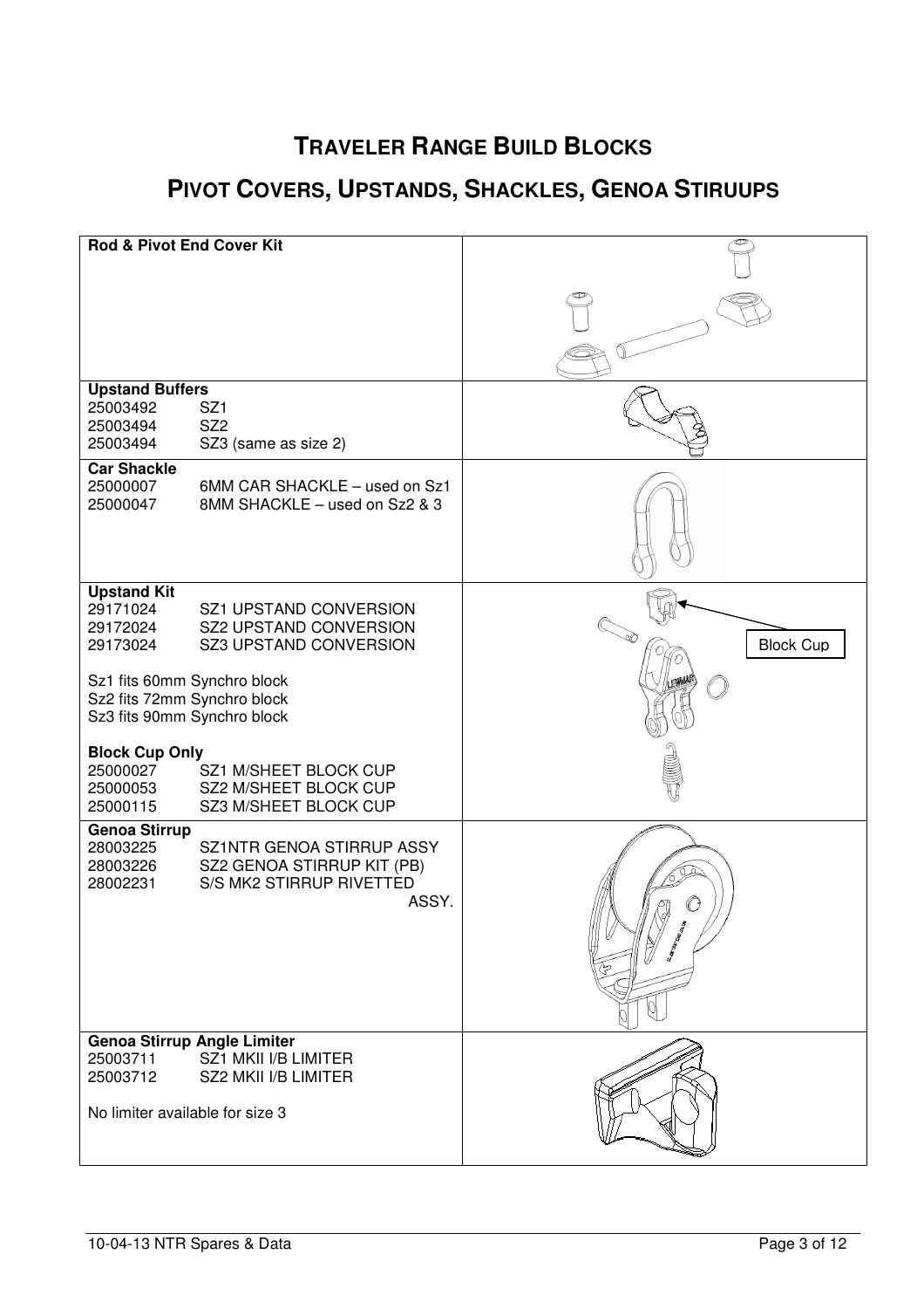# TRAVELER RANGE BUILD BLOCKS

# PIVOT COVERS, UPSTANDS, SHACKLES, GENOA STIRUUPS

**Rod & Pivot End Cover Kit**

**Upstand Buffers**

| | |
|---|---|
| 25003492 | SZ1 |
| 25003494 | SZ2 |
| 25003494 | SZ3 (same as size 2) |

**Car Shackle**

| | |
|---|---|
| 25000007 | 6MM CAR SHACKLE – used on Sz1 |
| 25000047 | 8MM SHACKLE – used on Sz2 & 3 |

**Upstand Kit**

| | |
|---|---|
| 29171024 | SZ1 UPSTAND CONVERSION |
| 29172024 | SZ2 UPSTAND CONVERSION |
| 29173024 | SZ3 UPSTAND CONVERSION |

Sz1 fits 60mm Synchro block
Sz2 fits 72mm Synchro block
Sz3 fits 90mm Synchro block

**Block Cup Only**

| | |
|---|---|
| 25000027 | SZ1 M/SHEET BLOCK CUP |
| 25000053 | SZ2 M/SHEET BLOCK CUP |
| 25000115 | SZ3 M/SHEET BLOCK CUP |

Block Cup

**Genoa Stirrup**

| | |
|---|---|
| 28003225 | SZ1NTR GENOA STIRRUP ASSY |
| 28003226 | SZ2 GENOA STIRRUP KIT (PB) |
| 28002231 | S/S MK2 STIRRUP RIVETTED ASSY. |

**Genoa Stirrup Angle Limiter**

| | |
|---|---|
| 25003711 | SZ1 MKII I/B LIMITER |
| 25003712 | SZ2 MKII I/B LIMITER |

No limiter available for size 3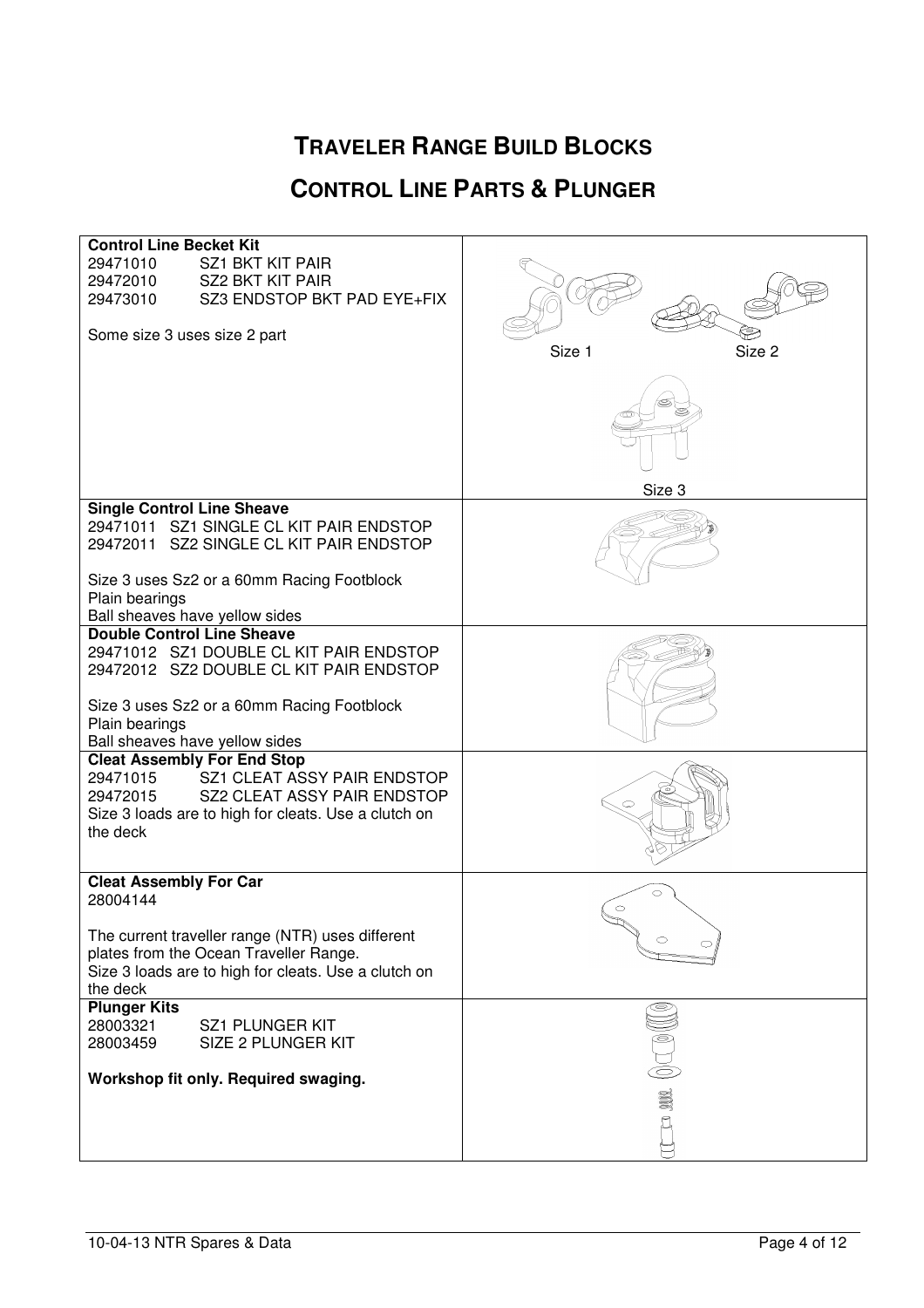# TRAVELER RANGE BUILD BLOCKS

## CONTROL LINE PARTS & PLUNGER

| | |
|---|---|
| **Control Line Becket Kit**<br>29471010 SZ1 BKT KIT PAIR<br>29472010 SZ2 BKT KIT PAIR<br>29473010 SZ3 ENDSTOP BKT PAD EYE+FIX<br><br>Some size 3 uses size 2 part | Size 1 Size 2<br><br>Size 3 |
| **Single Control Line Sheave**<br>29471011 SZ1 SINGLE CL KIT PAIR ENDSTOP<br>29472011 SZ2 SINGLE CL KIT PAIR ENDSTOP<br><br>Size 3 uses Sz2 or a 60mm Racing Footblock<br>Plain bearings<br>Ball sheaves have yellow sides | |
| **Double Control Line Sheave**<br>29471012 SZ1 DOUBLE CL KIT PAIR ENDSTOP<br>29472012 SZ2 DOUBLE CL KIT PAIR ENDSTOP<br><br>Size 3 uses Sz2 or a 60mm Racing Footblock<br>Plain bearings<br>Ball sheaves have yellow sides | |
| **Cleat Assembly For End Stop**<br>29471015 SZ1 CLEAT ASSY PAIR ENDSTOP<br>29472015 SZ2 CLEAT ASSY PAIR ENDSTOP<br>Size 3 loads are to high for cleats. Use a clutch on the deck | |
| **Cleat Assembly For Car**<br>28004144<br><br>The current traveller range (NTR) uses different plates from the Ocean Traveller Range.<br>Size 3 loads are to high for cleats. Use a clutch on the deck | |
| **Plunger Kits**<br>28003321 SZ1 PLUNGER KIT<br>28003459 SIZE 2 PLUNGER KIT<br><br>**Workshop fit only. Required swaging.** | |

10-04-13 NTR Spares & Data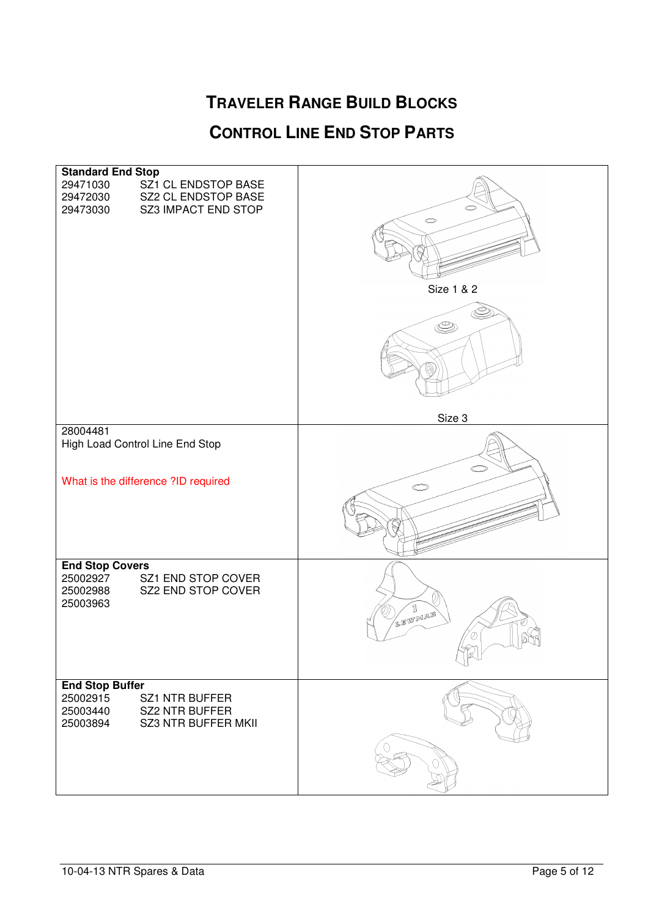# TRAVELER RANGE BUILD BLOCKS

## CONTROL LINE END STOP PARTS

| | |
|---|---|
| **Standard End Stop**<br>29471030 SZ1 CL ENDSTOP BASE<br>29472030 SZ2 CL ENDSTOP BASE<br>29473030 SZ3 IMPACT END STOP | Size 1 & 2<br>Size 3 |
| 28004481<br>High Load Control Line End Stop<br><br>What is the difference ?ID required | |
| **End Stop Covers**<br>25002927 SZ1 END STOP COVER<br>25002988 SZ2 END STOP COVER<br>25003963 | |
| **End Stop Buffer**<br>25002915 SZ1 NTR BUFFER<br>25003440 SZ2 NTR BUFFER<br>25003894 SZ3 NTR BUFFER MKII | |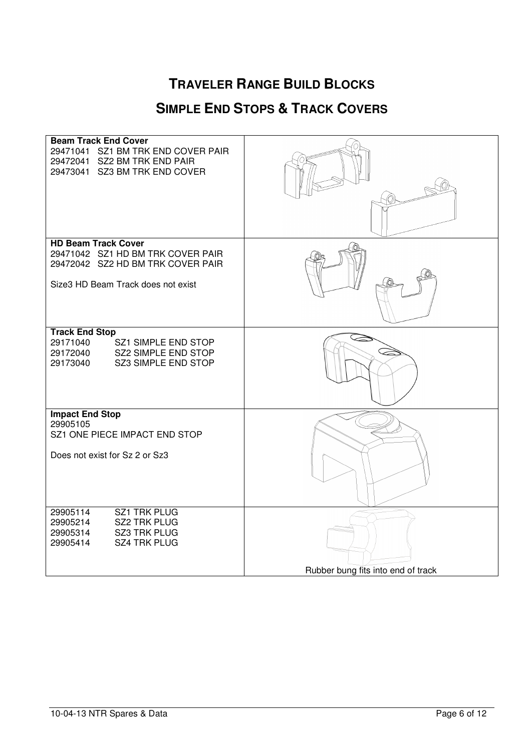# TRAVELER RANGE BUILD BLOCKS

## SIMPLE END STOPS & TRACK COVERS

| | |
|---|---|
| **Beam Track End Cover**<br>29471041 SZ1 BM TRK END COVER PAIR<br>29472041 SZ2 BM TRK END PAIR<br>29473041 SZ3 BM TRK END COVER | |
| **HD Beam Track Cover**<br>29471042 SZ1 HD BM TRK COVER PAIR<br>29472042 SZ2 HD BM TRK COVER PAIR<br><br>Size3 HD Beam Track does not exist | |
| **Track End Stop**<br>29171040 SZ1 SIMPLE END STOP<br>29172040 SZ2 SIMPLE END STOP<br>29173040 SZ3 SIMPLE END STOP | |
| **Impact End Stop**<br>29905105<br>SZ1 ONE PIECE IMPACT END STOP<br><br>Does not exist for Sz 2 or Sz3 | |
| 29905114 SZ1 TRK PLUG<br>29905214 SZ2 TRK PLUG<br>29905314 SZ3 TRK PLUG<br>29905414 SZ4 TRK PLUG | Rubber bung fits into end of track |

10-04-13 NTR Spares & Data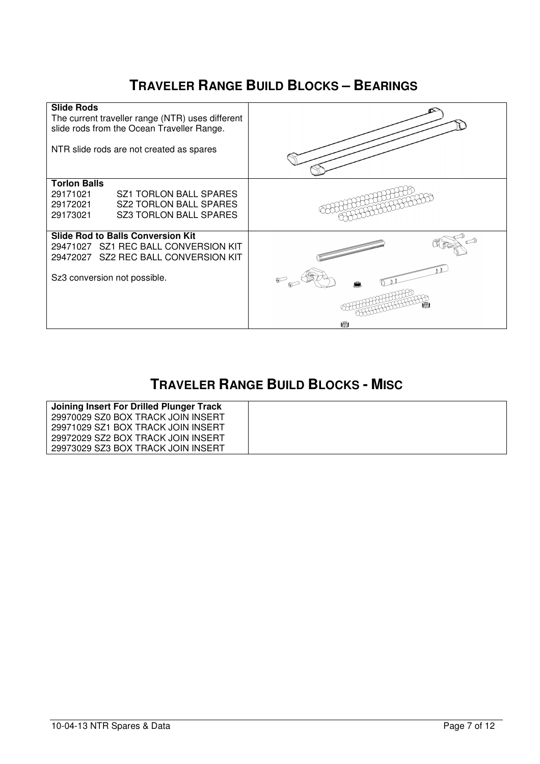## Traveler Range Build Blocks – Bearings

| | |
|---|---|
| **Slide Rods**<br>The current traveller range (NTR) uses different slide rods from the Ocean Traveller Range.<br><br>NTR slide rods are not created as spares | |
| **Torlon Balls**<br>29171021 SZ1 TORLON BALL SPARES<br>29172021 SZ2 TORLON BALL SPARES<br>29173021 SZ3 TORLON BALL SPARES | |
| **Slide Rod to Balls Conversion Kit**<br>29471027 SZ1 REC BALL CONVERSION KIT<br>29472027 SZ2 REC BALL CONVERSION KIT<br><br>Sz3 conversion not possible. | |

## Traveler Range Build Blocks - Misc

| | |
|---|---|
| **Joining Insert For Drilled Plunger Track**<br>29970029 SZ0 BOX TRACK JOIN INSERT<br>29971029 SZ1 BOX TRACK JOIN INSERT<br>29972029 SZ2 BOX TRACK JOIN INSERT<br>29973029 SZ3 BOX TRACK JOIN INSERT | |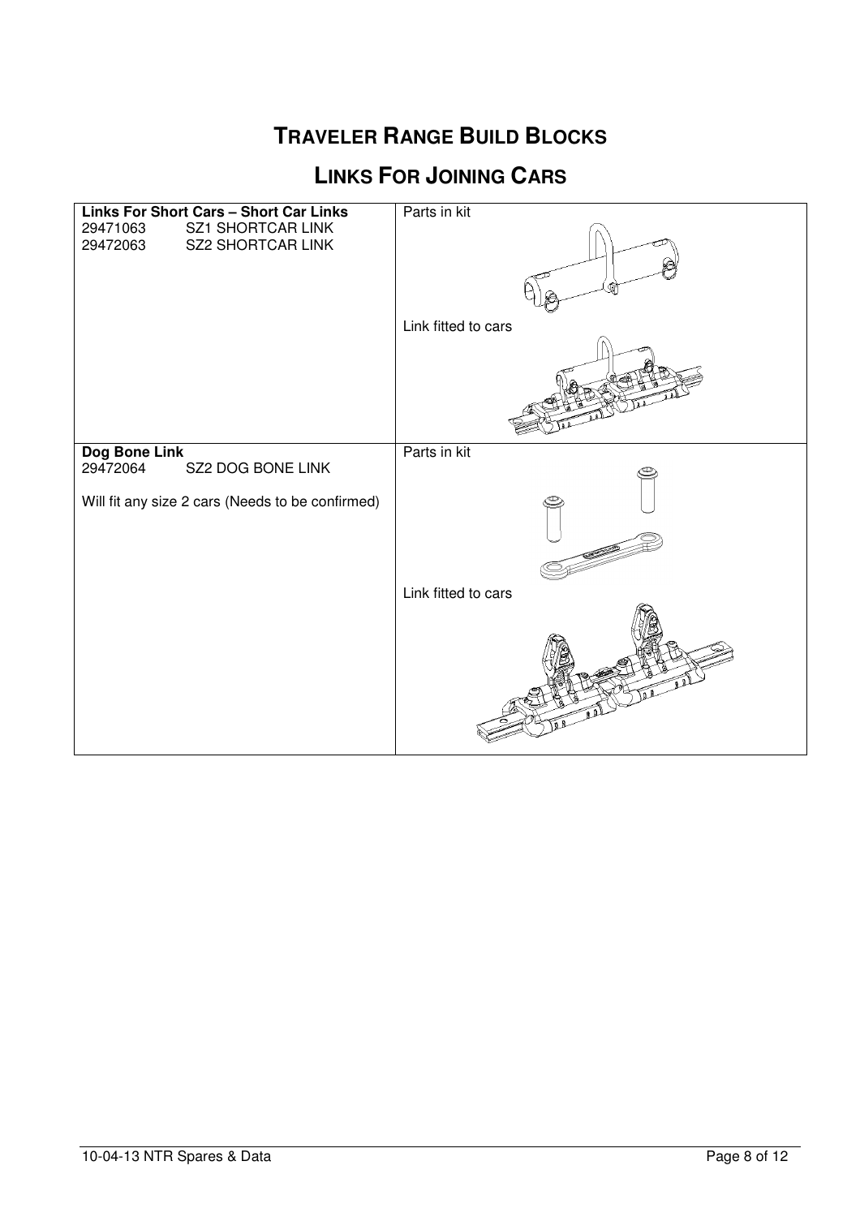# TRAVELER RANGE BUILD BLOCKS

## LINKS FOR JOINING CARS

| **Links For Short Cars – Short Car Links**<br>29471063 SZ1 SHORTCAR LINK<br>29472063 SZ2 SHORTCAR LINK | Parts in kit<br><br>Link fitted to cars |
|---|---|
| **Dog Bone Link**<br>29472064 SZ2 DOG BONE LINK<br><br>Will fit any size 2 cars (Needs to be confirmed) | Parts in kit<br><br>Link fitted to cars |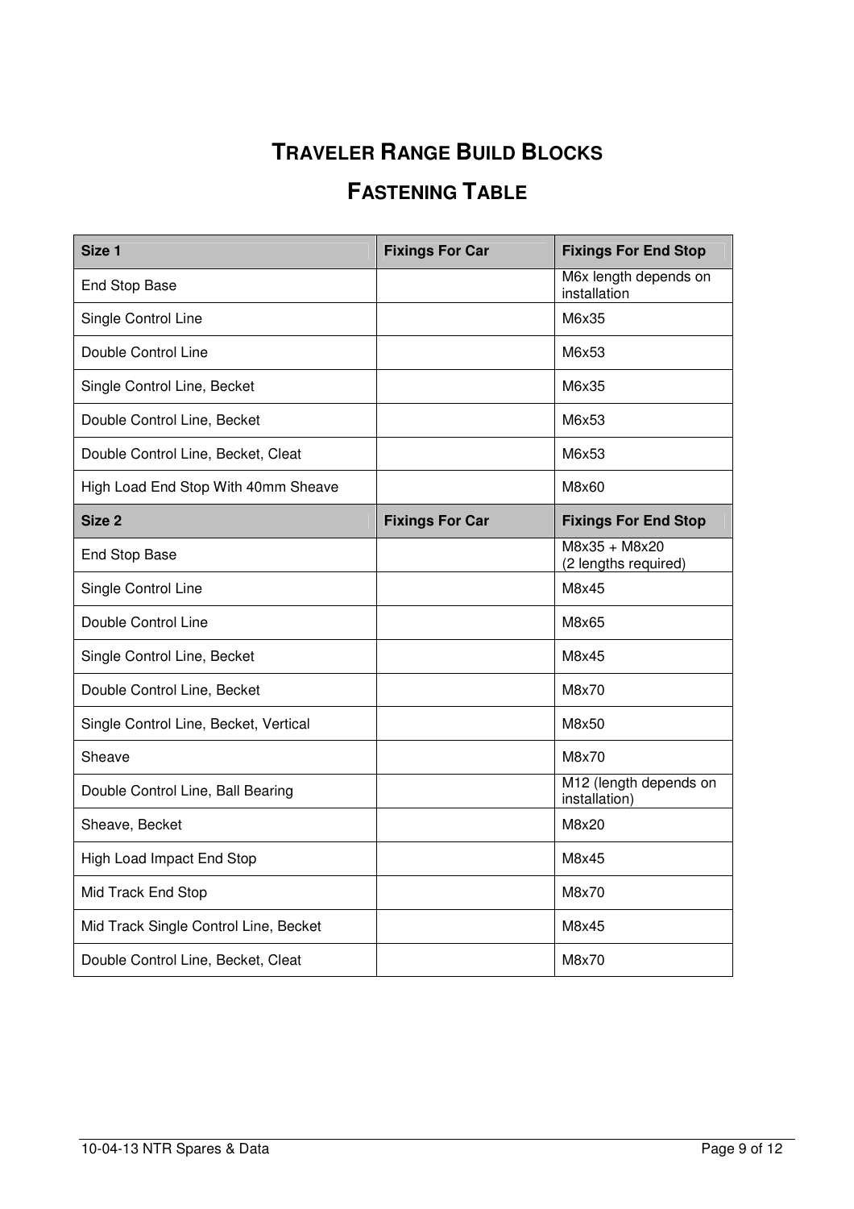# TRAVELER RANGE BUILD BLOCKS

## FASTENING TABLE

| Size 1 | Fixings For Car | Fixings For End Stop |
|---|---|---|
| End Stop Base | | M6x length depends on installation |
| Single Control Line | | M6x35 |
| Double Control Line | | M6x53 |
| Single Control Line, Becket | | M6x35 |
| Double Control Line, Becket | | M6x53 |
| Double Control Line, Becket, Cleat | | M6x53 |
| High Load End Stop With 40mm Sheave | | M8x60 |
| **Size 2** | **Fixings For Car** | **Fixings For End Stop** |
| End Stop Base | | M8x35 + M8x20 (2 lengths required) |
| Single Control Line | | M8x45 |
| Double Control Line | | M8x65 |
| Single Control Line, Becket | | M8x45 |
| Double Control Line, Becket | | M8x70 |
| Single Control Line, Becket, Vertical | | M8x50 |
| Sheave | | M8x70 |
| Double Control Line, Ball Bearing | | M12 (length depends on installation) |
| Sheave, Becket | | M8x20 |
| High Load Impact End Stop | | M8x45 |
| Mid Track End Stop | | M8x70 |
| Mid Track Single Control Line, Becket | | M8x45 |
| Double Control Line, Becket, Cleat | | M8x70 |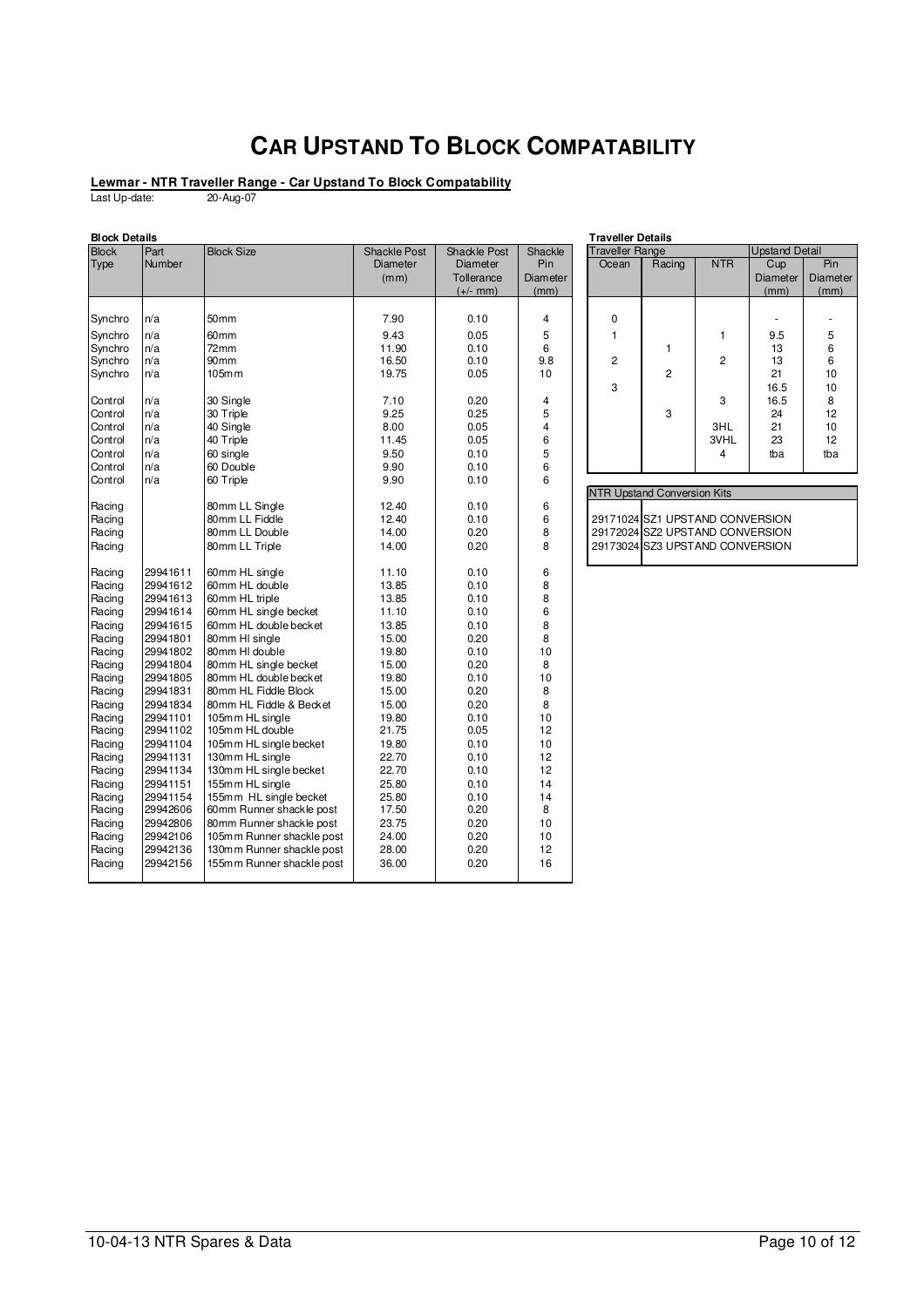# CAR UPSTAND TO BLOCK COMPATABILITY

**Lewmar - NTR Traveller Range - Car Upstand To Block Compatability**

Last Up-date: 20-Aug-07

**Block Details**

| Block Type | Part Number | Block Size | Shackle Post Diameter (mm) | Shackle Post Diameter Tollerance (+/- mm) | Shackle Pin Diameter (mm) |
|---|---|---|---|---|---|
| Synchro | n/a | 50mm | 7.90 | 0.10 | 4 |
| Synchro | n/a | 60mm | 9.43 | 0.05 | 5 |
| Synchro | n/a | 72mm | 11.90 | 0.10 | 6 |
| Synchro | n/a | 90mm | 16.50 | 0.10 | 9.8 |
| Synchro | n/a | 105mm | 19.75 | 0.05 | 10 |
| Control | n/a | 30 Single | 7.10 | 0.20 | 4 |
| Control | n/a | 30 Triple | 9.25 | 0.25 | 5 |
| Control | n/a | 40 Single | 8.00 | 0.05 | 4 |
| Control | n/a | 40 Triple | 11.45 | 0.05 | 6 |
| Control | n/a | 60 single | 9.50 | 0.10 | 5 |
| Control | n/a | 60 Double | 9.90 | 0.10 | 6 |
| Control | n/a | 60 Triple | 9.90 | 0.10 | 6 |
| Racing | | 80mm LL Single | 12.40 | 0.10 | 6 |
| Racing | | 80mm LL Fiddle | 12.40 | 0.10 | 6 |
| Racing | | 80mm LL Double | 14.00 | 0.20 | 8 |
| Racing | | 80mm LL Triple | 14.00 | 0.20 | 8 |
| Racing | 29941611 | 60mm HL single | 11.10 | 0.10 | 6 |
| Racing | 29941612 | 60mm HL double | 13.85 | 0.10 | 8 |
| Racing | 29941613 | 60mm HL triple | 13.85 | 0.10 | 8 |
| Racing | 29941614 | 60mm HL single becket | 11.10 | 0.10 | 6 |
| Racing | 29941615 | 60mm HL double becket | 13.85 | 0.10 | 8 |
| Racing | 29941801 | 80mm Hl single | 15.00 | 0.20 | 8 |
| Racing | 29941802 | 80mm Hl double | 19.80 | 0.10 | 10 |
| Racing | 29941804 | 80mm HL single becket | 15.00 | 0.20 | 8 |
| Racing | 29941805 | 80mm HL double becket | 19.80 | 0.10 | 10 |
| Racing | 29941831 | 80mm HL Fiddle Block | 15.00 | 0.20 | 8 |
| Racing | 29941834 | 80mm HL Fiddle & Becket | 15.00 | 0.20 | 8 |
| Racing | 29941101 | 105mm HL single | 19.80 | 0.10 | 10 |
| Racing | 29941102 | 105mm HL double | 21.75 | 0.05 | 12 |
| Racing | 29941104 | 105mm HL single becket | 19.80 | 0.10 | 10 |
| Racing | 29941131 | 130mm HL single | 22.70 | 0.10 | 12 |
| Racing | 29941134 | 130mm HL single becket | 22.70 | 0.10 | 12 |
| Racing | 29941151 | 155mm HL single | 25.80 | 0.10 | 14 |
| Racing | 29941154 | 155mm HL single becket | 25.80 | 0.10 | 14 |
| Racing | 29942606 | 60mm Runner shackle post | 17.50 | 0.20 | 8 |
| Racing | 29942806 | 80mm Runner shackle post | 23.75 | 0.20 | 10 |
| Racing | 29942106 | 105mm Runner shackle post | 24.00 | 0.20 | 10 |
| Racing | 29942136 | 130mm Runner shackle post | 28.00 | 0.20 | 12 |
| Racing | 29942156 | 155mm Runner shackle post | 36.00 | 0.20 | 16 |

**Traveller Details**

| Traveller Range | | | Upstand Detail | |
|---|---|---|---|---|
| Ocean | Racing | NTR | Cup Diameter (mm) | Pin Diameter (mm) |
| 0 | | | - | - |
| 1 | | 1 | 9.5 | 5 |
| | 1 | | 13 | 6 |
| 2 | | 2 | 13 | 6 |
| | 2 | | 21 | 10 |
| 3 | | | 16.5 | 10 |
| | | 3 | 16.5 | 8 |
| | 3 | | 24 | 12 |
| | | 3HL | 21 | 10 |
| | | 3VHL | 23 | 12 |
| | | 4 | tba | tba |

| NTR Upstand Conversion Kits | |
|---|---|
| 29171024 | SZ1 UPSTAND CONVERSION |
| 29172024 | SZ2 UPSTAND CONVERSION |
| 29173024 | SZ3 UPSTAND CONVERSION |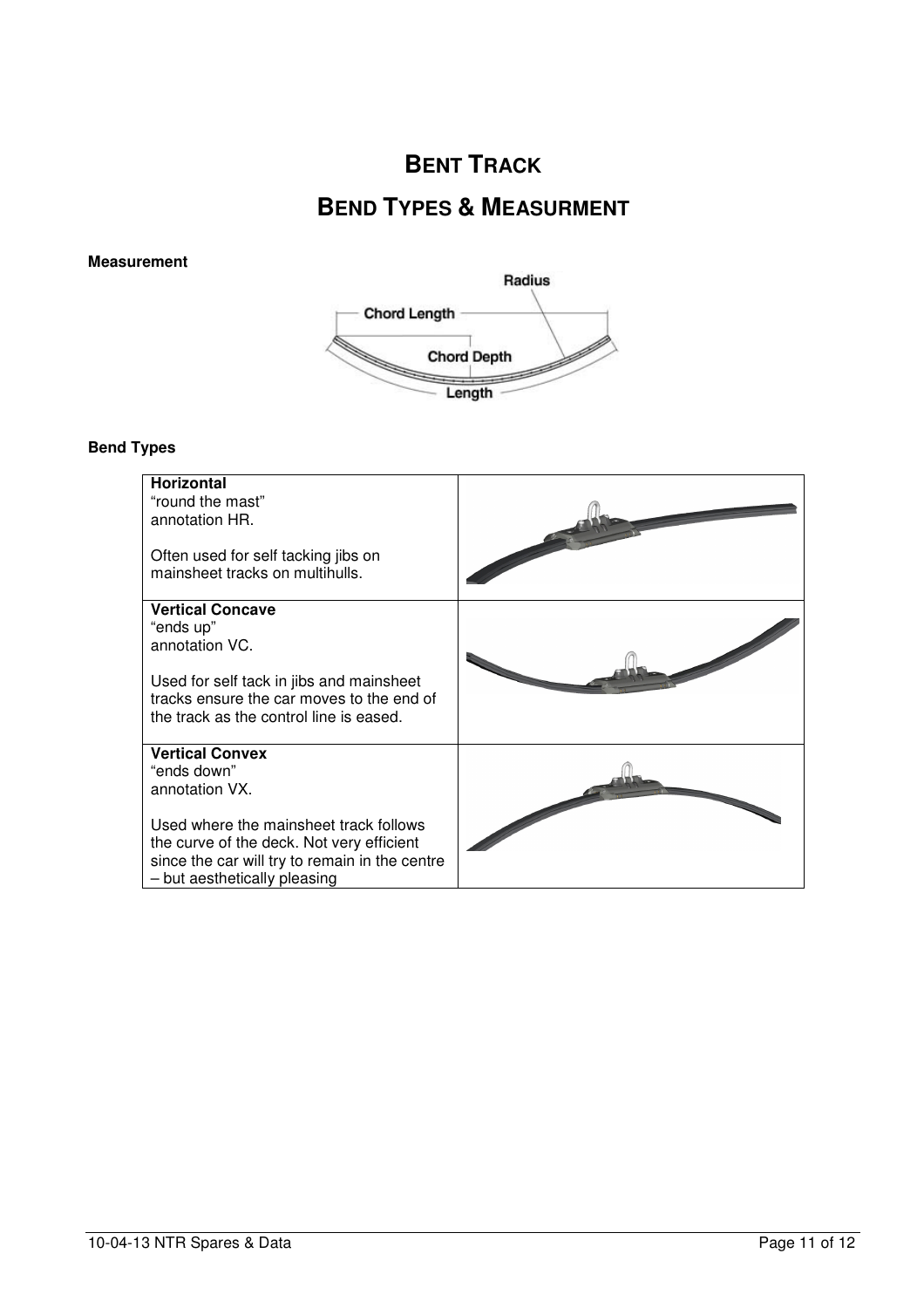# BENT TRACK

## BEND TYPES & MEASURMENT

**Measurement**

**Bend Types**

| | |
|---|---|
| **Horizontal**<br>"round the mast"<br>annotation HR.<br><br>Often used for self tacking jibs on mainsheet tracks on multihulls. | |
| **Vertical Concave**<br>"ends up"<br>annotation VC.<br><br>Used for self tack in jibs and mainsheet tracks ensure the car moves to the end of the track as the control line is eased. | |
| **Vertical Convex**<br>"ends down"<br>annotation VX.<br><br>Used where the mainsheet track follows the curve of the deck. Not very efficient since the car will try to remain in the centre – but aesthetically pleasing | |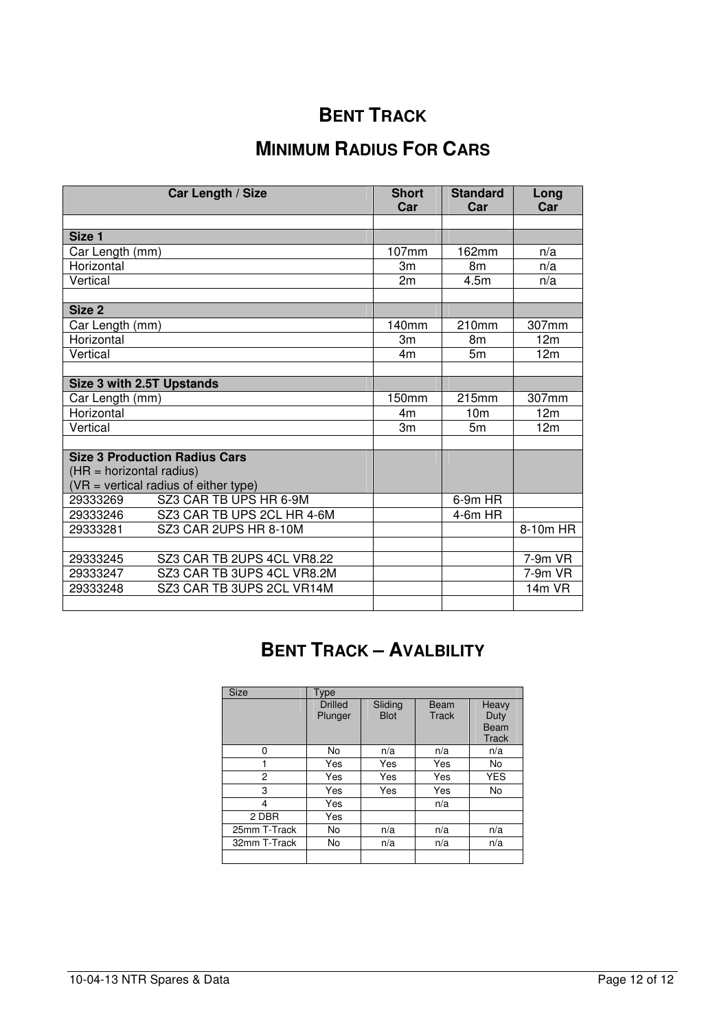# BENT TRACK

## MINIMUM RADIUS FOR CARS

| Car Length / Size | Short Car | Standard Car | Long Car |
|---|---|---|---|
| | | | |
| **Size 1** | | | |
| Car Length (mm) | 107mm | 162mm | n/a |
| Horizontal | 3m | 8m | n/a |
| Vertical | 2m | 4.5m | n/a |
| | | | |
| **Size 2** | | | |
| Car Length (mm) | 140mm | 210mm | 307mm |
| Horizontal | 3m | 8m | 12m |
| Vertical | 4m | 5m | 12m |
| | | | |
| **Size 3 with 2.5T Upstands** | | | |
| Car Length (mm) | 150mm | 215mm | 307mm |
| Horizontal | 4m | 10m | 12m |
| Vertical | 3m | 5m | 12m |
| | | | |
| **Size 3 Production Radius Cars** (HR = horizontal radius) (VR = vertical radius of either type) | | | |
| 29333269 SZ3 CAR TB UPS HR 6-9M | | 6-9m HR | |
| 29333246 SZ3 CAR TB UPS 2CL HR 4-6M | | 4-6m HR | |
| 29333281 SZ3 CAR 2UPS HR 8-10M | | | 8-10m HR |
| | | | |
| 29333245 SZ3 CAR TB 2UPS 4CL VR8.22 | | | 7-9m VR |
| 29333247 SZ3 CAR TB 3UPS 4CL VR8.2M | | | 7-9m VR |
| 29333248 SZ3 CAR TB 3UPS 2CL VR14M | | | 14m VR |
| | | | |

# BENT TRACK – AVALBILITY

| Size | Type | | | |
|---|---|---|---|---|
| | Drilled Plunger | Sliding Blot | Beam Track | Heavy Duty Beam Track |
| 0 | No | n/a | n/a | n/a |
| 1 | Yes | Yes | Yes | No |
| 2 | Yes | Yes | Yes | YES |
| 3 | Yes | Yes | Yes | No |
| 4 | Yes | | n/a | |
| 2 DBR | Yes | | | |
| 25mm T-Track | No | n/a | n/a | n/a |
| 32mm T-Track | No | n/a | n/a | n/a |
| | | | | |